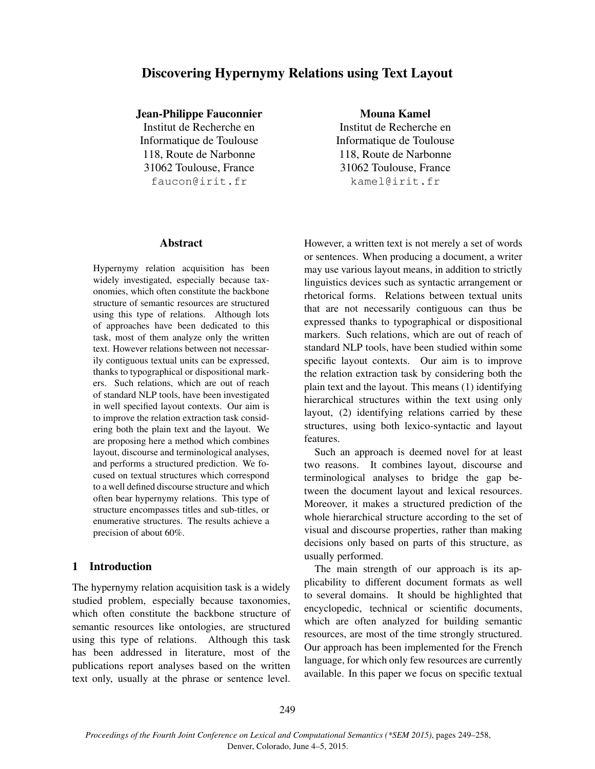# Discovering Hypernymy Relations using Text Layout

**Jean-Philippe Fauconnier**
Institut de Recherche en Informatique de Toulouse
118, Route de Narbonne
31062 Toulouse, France
faucon@irit.fr

**Mouna Kamel**
Institut de Recherche en Informatique de Toulouse
118, Route de Narbonne
31062 Toulouse, France
kamel@irit.fr

## Abstract

Hypernymy relation acquisition has been widely investigated, especially because taxonomies, which often constitute the backbone structure of semantic resources are structured using this type of relations. Although lots of approaches have been dedicated to this task, most of them analyze only the written text. However relations between not necessarily contiguous textual units can be expressed, thanks to typographical or dispositional markers. Such relations, which are out of reach of standard NLP tools, have been investigated in well specified layout contexts. Our aim is to improve the relation extraction task considering both the plain text and the layout. We are proposing here a method which combines layout, discourse and terminological analyses, and performs a structured prediction. We focused on textual structures which correspond to a well defined discourse structure and which often bear hypernymy relations. This type of structure encompasses titles and sub-titles, or enumerative structures. The results achieve a precision of about 60%.

## 1 Introduction

The hypernymy relation acquisition task is a widely studied problem, especially because taxonomies, which often constitute the backbone structure of semantic resources like ontologies, are structured using this type of relations. Although this task has been addressed in literature, most of the publications report analyses based on the written text only, usually at the phrase or sentence level. However, a written text is not merely a set of words or sentences. When producing a document, a writer may use various layout means, in addition to strictly linguistics devices such as syntactic arrangement or rhetorical forms. Relations between textual units that are not necessarily contiguous can thus be expressed thanks to typographical or dispositional markers. Such relations, which are out of reach of standard NLP tools, have been studied within some specific layout contexts. Our aim is to improve the relation extraction task by considering both the plain text and the layout. This means (1) identifying hierarchical structures within the text using only layout, (2) identifying relations carried by these structures, using both lexico-syntactic and layout features.

Such an approach is deemed novel for at least two reasons. It combines layout, discourse and terminological analyses to bridge the gap between the document layout and lexical resources. Moreover, it makes a structured prediction of the whole hierarchical structure according to the set of visual and discourse properties, rather than making decisions only based on parts of this structure, as usually performed.

The main strength of our approach is its applicability to different document formats as well to several domains. It should be highlighted that encyclopedic, technical or scientific documents, which are often analyzed for building semantic resources, are most of the time strongly structured. Our approach has been implemented for the French language, for which only few resources are currently available. In this paper we focus on specific textual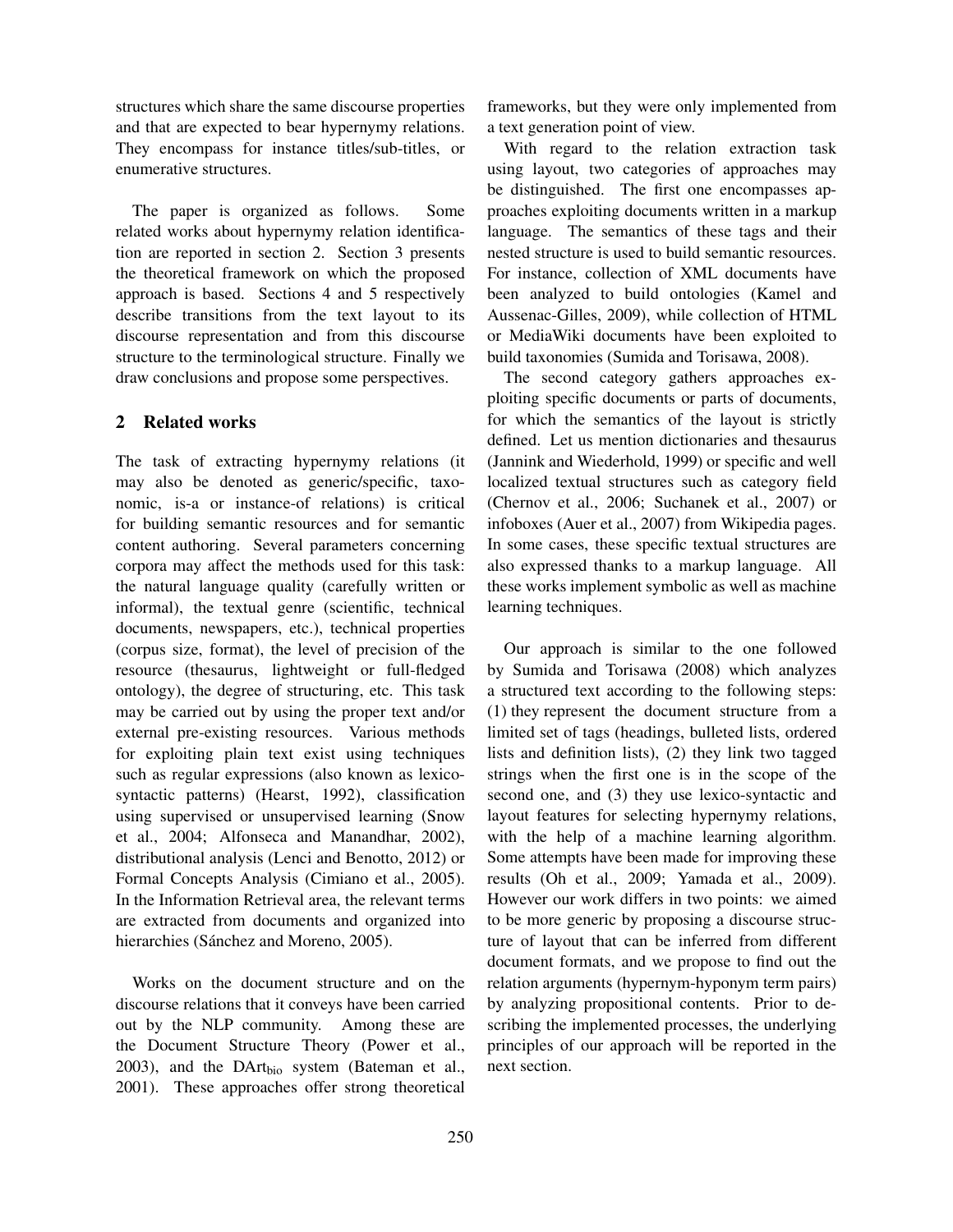structures which share the same discourse properties and that are expected to bear hypernymy relations. They encompass for instance titles/sub-titles, or enumerative structures.

The paper is organized as follows. Some related works about hypernymy relation identification are reported in section 2. Section 3 presents the theoretical framework on which the proposed approach is based. Sections 4 and 5 respectively describe transitions from the text layout to its discourse representation and from this discourse structure to the terminological structure. Finally we draw conclusions and propose some perspectives.

## 2 Related works

The task of extracting hypernymy relations (it may also be denoted as generic/specific, taxonomic, is-a or instance-of relations) is critical for building semantic resources and for semantic content authoring. Several parameters concerning corpora may affect the methods used for this task: the natural language quality (carefully written or informal), the textual genre (scientific, technical documents, newspapers, etc.), technical properties (corpus size, format), the level of precision of the resource (thesaurus, lightweight or full-fledged ontology), the degree of structuring, etc. This task may be carried out by using the proper text and/or external pre-existing resources. Various methods for exploiting plain text exist using techniques such as regular expressions (also known as lexico-syntactic patterns) (Hearst, 1992), classification using supervised or unsupervised learning (Snow et al., 2004; Alfonseca and Manandhar, 2002), distributional analysis (Lenci and Benotto, 2012) or Formal Concepts Analysis (Cimiano et al., 2005). In the Information Retrieval area, the relevant terms are extracted from documents and organized into hierarchies (Sánchez and Moreno, 2005).

Works on the document structure and on the discourse relations that it conveys have been carried out by the NLP community. Among these are the Document Structure Theory (Power et al., 2003), and the DArt$_{\text{bio}}$ system (Bateman et al., 2001). These approaches offer strong theoretical frameworks, but they were only implemented from a text generation point of view.

With regard to the relation extraction task using layout, two categories of approaches may be distinguished. The first one encompasses approaches exploiting documents written in a markup language. The semantics of these tags and their nested structure is used to build semantic resources. For instance, collection of XML documents have been analyzed to build ontologies (Kamel and Aussenac-Gilles, 2009), while collection of HTML or MediaWiki documents have been exploited to build taxonomies (Sumida and Torisawa, 2008).

The second category gathers approaches exploiting specific documents or parts of documents, for which the semantics of the layout is strictly defined. Let us mention dictionaries and thesaurus (Jannink and Wiederhold, 1999) or specific and well localized textual structures such as category field (Chernov et al., 2006; Suchanek et al., 2007) or infoboxes (Auer et al., 2007) from Wikipedia pages. In some cases, these specific textual structures are also expressed thanks to a markup language. All these works implement symbolic as well as machine learning techniques.

Our approach is similar to the one followed by Sumida and Torisawa (2008) which analyzes a structured text according to the following steps: (1) they represent the document structure from a limited set of tags (headings, bulleted lists, ordered lists and definition lists), (2) they link two tagged strings when the first one is in the scope of the second one, and (3) they use lexico-syntactic and layout features for selecting hypernymy relations, with the help of a machine learning algorithm. Some attempts have been made for improving these results (Oh et al., 2009; Yamada et al., 2009). However our work differs in two points: we aimed to be more generic by proposing a discourse structure of layout that can be inferred from different document formats, and we propose to find out the relation arguments (hypernym-hyponym term pairs) by analyzing propositional contents. Prior to describing the implemented processes, the underlying principles of our approach will be reported in the next section.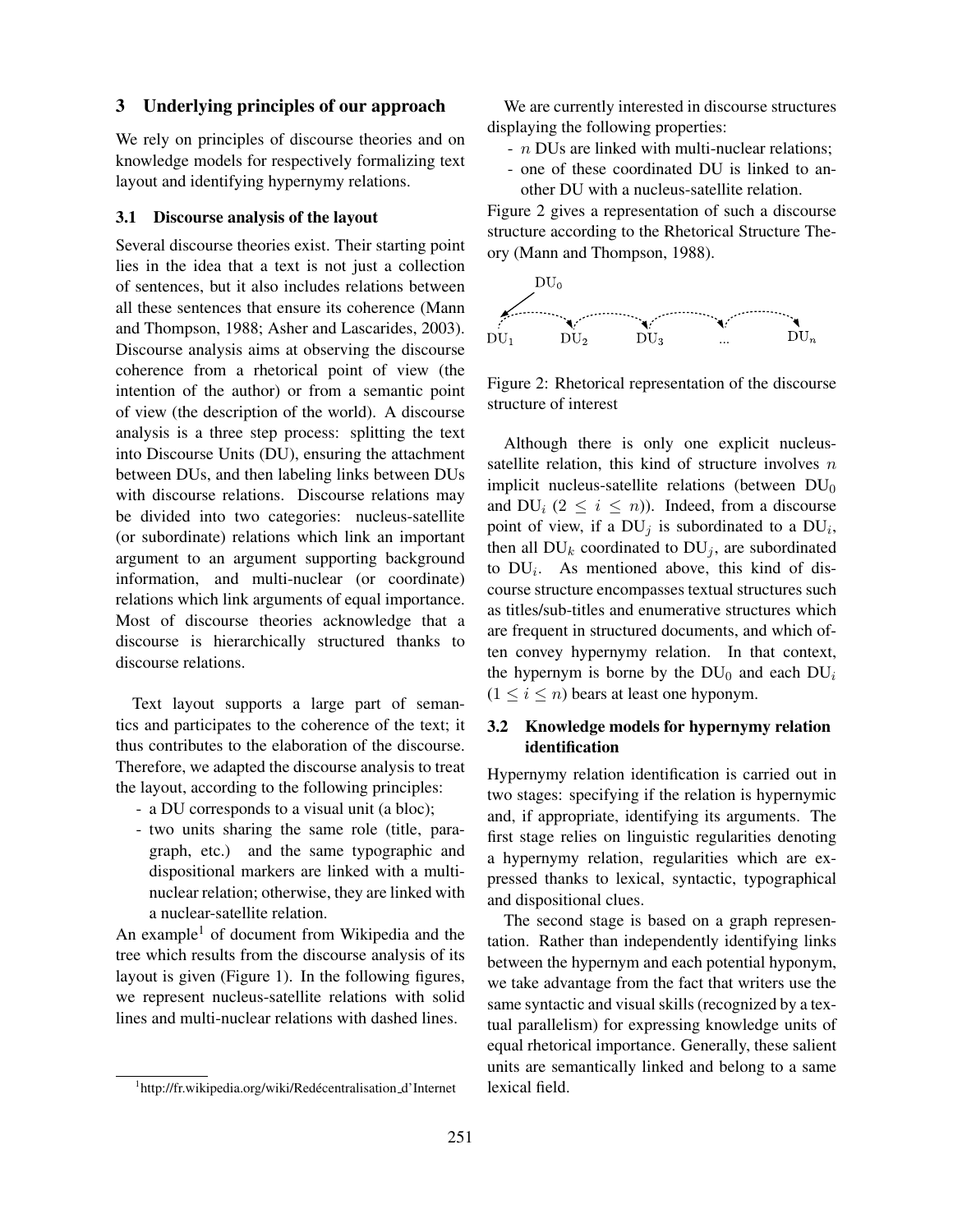## 3 Underlying principles of our approach

We rely on principles of discourse theories and on knowledge models for respectively formalizing text layout and identifying hypernymy relations.

### 3.1 Discourse analysis of the layout

Several discourse theories exist. Their starting point lies in the idea that a text is not just a collection of sentences, but it also includes relations between all these sentences that ensure its coherence (Mann and Thompson, 1988; Asher and Lascarides, 2003). Discourse analysis aims at observing the discourse coherence from a rhetorical point of view (the intention of the author) or from a semantic point of view (the description of the world). A discourse analysis is a three step process: splitting the text into Discourse Units (DU), ensuring the attachment between DUs, and then labeling links between DUs with discourse relations. Discourse relations may be divided into two categories: nucleus-satellite (or subordinate) relations which link an important argument to an argument supporting background information, and multi-nuclear (or coordinate) relations which link arguments of equal importance. Most of discourse theories acknowledge that a discourse is hierarchically structured thanks to discourse relations.

Text layout supports a large part of semantics and participates to the coherence of the text; it thus contributes to the elaboration of the discourse. Therefore, we adapted the discourse analysis to treat the layout, according to the following principles:

- a DU corresponds to a visual unit (a bloc);
- two units sharing the same role (title, paragraph, etc.) and the same typographic and dispositional markers are linked with a multi-nuclear relation; otherwise, they are linked with a nuclear-satellite relation.

An example[1] of document from Wikipedia and the tree which results from the discourse analysis of its layout is given (Figure 1). In the following figures, we represent nucleus-satellite relations with solid lines and multi-nuclear relations with dashed lines.

[1] http://fr.wikipedia.org/wiki/Redécentralisation_d'Internet

We are currently interested in discourse structures displaying the following properties:

- $n$ DUs are linked with multi-nuclear relations;
- one of these coordinated DU is linked to another DU with a nucleus-satellite relation.

Figure 2 gives a representation of such a discourse structure according to the Rhetorical Structure Theory (Mann and Thompson, 1988).

Figure 2: Rhetorical representation of the discourse structure of interest

Although there is only one explicit nucleus-satellite relation, this kind of structure involves $n$ implicit nucleus-satellite relations (between $\mathrm{DU}_0$ and $\mathrm{DU}_i$ $(2 \leq i \leq n)$). Indeed, from a discourse point of view, if a $\mathrm{DU}_j$ is subordinated to a $\mathrm{DU}_i$, then all $\mathrm{DU}_k$ coordinated to $\mathrm{DU}_j$, are subordinated to $\mathrm{DU}_i$. As mentioned above, this kind of discourse structure encompasses textual structures such as titles/sub-titles and enumerative structures which are frequent in structured documents, and which often convey hypernymy relation. In that context, the hypernym is borne by the $\mathrm{DU}_0$ and each $\mathrm{DU}_i$ $(1 \leq i \leq n)$ bears at least one hyponym.

### 3.2 Knowledge models for hypernymy relation identification

Hypernymy relation identification is carried out in two stages: specifying if the relation is hypernymic and, if appropriate, identifying its arguments. The first stage relies on linguistic regularities denoting a hypernymy relation, regularities which are expressed thanks to lexical, syntactic, typographical and dispositional clues.

The second stage is based on a graph representation. Rather than independently identifying links between the hypernym and each potential hyponym, we take advantage from the fact that writers use the same syntactic and visual skills (recognized by a textual parallelism) for expressing knowledge units of equal rhetorical importance. Generally, these salient units are semantically linked and belong to a same lexical field.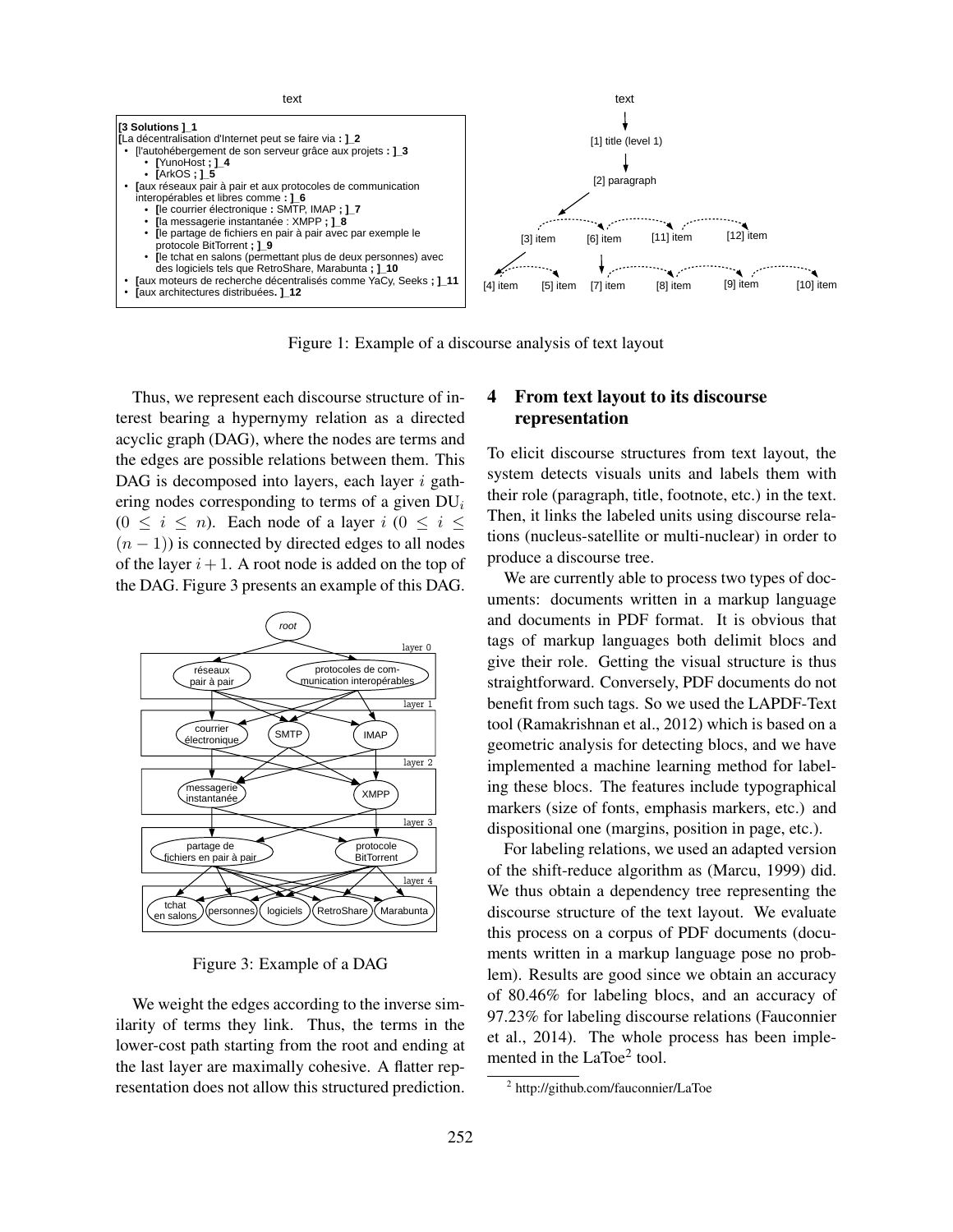Figure 1: Example of a discourse analysis of text layout

Thus, we represent each discourse structure of interest bearing a hypernymy relation as a directed acyclic graph (DAG), where the nodes are terms and the edges are possible relations between them. This DAG is decomposed into layers, each layer $i$ gathering nodes corresponding to terms of a given $\text{DU}_i$ ($0 \leq i \leq n$). Each node of a layer $i$ ($0 \leq i \leq (n-1)$) is connected by directed edges to all nodes of the layer $i+1$. A root node is added on the top of the DAG. Figure 3 presents an example of this DAG.

Figure 3: Example of a DAG

We weight the edges according to the inverse similarity of terms they link. Thus, the terms in the lower-cost path starting from the root and ending at the last layer are maximally cohesive. A flatter representation does not allow this structured prediction.

# 4 From text layout to its discourse representation

To elicit discourse structures from text layout, the system detects visuals units and labels them with their role (paragraph, title, footnote, etc.) in the text. Then, it links the labeled units using discourse relations (nucleus-satellite or multi-nuclear) in order to produce a discourse tree.

We are currently able to process two types of documents: documents written in a markup language and documents in PDF format. It is obvious that tags of markup languages both delimit blocs and give their role. Getting the visual structure is thus straightforward. Conversely, PDF documents do not benefit from such tags. So we used the LAPDF-Text tool (Ramakrishnan et al., 2012) which is based on a geometric analysis for detecting blocs, and we have implemented a machine learning method for labeling these blocs. The features include typographical markers (size of fonts, emphasis markers, etc.) and dispositional one (margins, position in page, etc.).

For labeling relations, we used an adapted version of the shift-reduce algorithm as (Marcu, 1999) did. We thus obtain a dependency tree representing the discourse structure of the text layout. We evaluate this process on a corpus of PDF documents (documents written in a markup language pose no problem). Results are good since we obtain an accuracy of 80.46% for labeling blocs, and an accuracy of 97.23% for labeling discourse relations (Fauconnier et al., 2014). The whole process has been implemented in the LaToe[2] tool.

[2] http://github.com/fauconnier/LaToe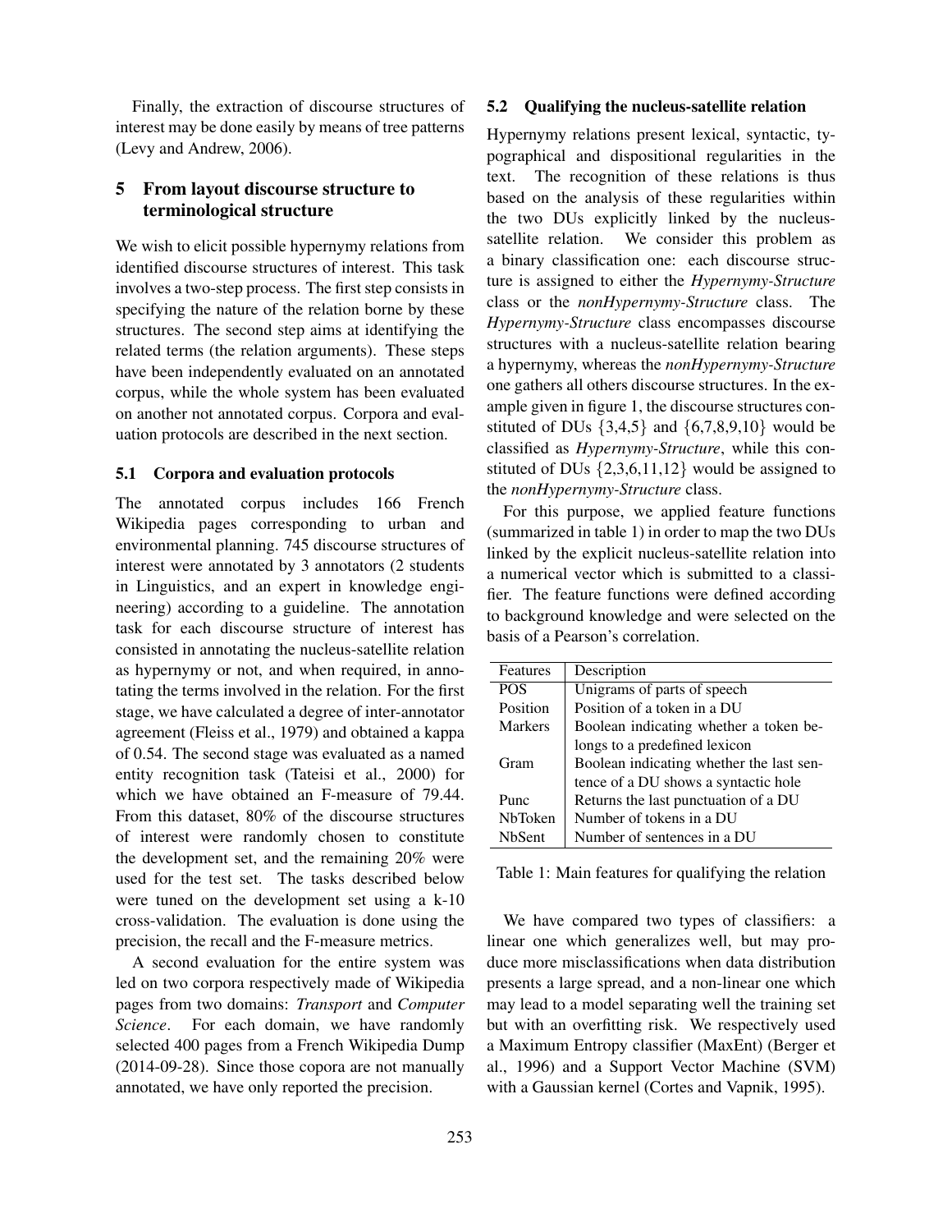Finally, the extraction of discourse structures of interest may be done easily by means of tree patterns (Levy and Andrew, 2006).

## 5 From layout discourse structure to terminological structure

We wish to elicit possible hypernymy relations from identified discourse structures of interest. This task involves a two-step process. The first step consists in specifying the nature of the relation borne by these structures. The second step aims at identifying the related terms (the relation arguments). These steps have been independently evaluated on an annotated corpus, while the whole system has been evaluated on another not annotated corpus. Corpora and evaluation protocols are described in the next section.

### 5.1 Corpora and evaluation protocols

The annotated corpus includes 166 French Wikipedia pages corresponding to urban and environmental planning. 745 discourse structures of interest were annotated by 3 annotators (2 students in Linguistics, and an expert in knowledge engineering) according to a guideline. The annotation task for each discourse structure of interest has consisted in annotating the nucleus-satellite relation as hypernymy or not, and when required, in annotating the terms involved in the relation. For the first stage, we have calculated a degree of inter-annotator agreement (Fleiss et al., 1979) and obtained a kappa of 0.54. The second stage was evaluated as a named entity recognition task (Tateisi et al., 2000) for which we have obtained an F-measure of 79.44. From this dataset, 80% of the discourse structures of interest were randomly chosen to constitute the development set, and the remaining 20% were used for the test set. The tasks described below were tuned on the development set using a k-10 cross-validation. The evaluation is done using the precision, the recall and the F-measure metrics.

A second evaluation for the entire system was led on two corpora respectively made of Wikipedia pages from two domains: *Transport* and *Computer Science*. For each domain, we have randomly selected 400 pages from a French Wikipedia Dump (2014-09-28). Since those copora are not manually annotated, we have only reported the precision.

### 5.2 Qualifying the nucleus-satellite relation

Hypernymy relations present lexical, syntactic, typographical and dispositional regularities in the text. The recognition of these relations is thus based on the analysis of these regularities within the two DUs explicitly linked by the nucleus-satellite relation. We consider this problem as a binary classification one: each discourse structure is assigned to either the *Hypernymy-Structure* class or the *nonHypernymy-Structure* class. The *Hypernymy-Structure* class encompasses discourse structures with a nucleus-satellite relation bearing a hypernymy, whereas the *nonHypernymy-Structure* one gathers all others discourse structures. In the example given in figure 1, the discourse structures constituted of DUs $\{3,4,5\}$ and $\{6,7,8,9,10\}$ would be classified as *Hypernymy-Structure*, while this constituted of DUs $\{2,3,6,11,12\}$ would be assigned to the *nonHypernymy-Structure* class.

For this purpose, we applied feature functions (summarized in table 1) in order to map the two DUs linked by the explicit nucleus-satellite relation into a numerical vector which is submitted to a classifier. The feature functions were defined according to background knowledge and were selected on the basis of a Pearson's correlation.

| Features | Description |
|---|---|
| POS | Unigrams of parts of speech |
| Position | Position of a token in a DU |
| Markers | Boolean indicating whether a token belongs to a predefined lexicon |
| Gram | Boolean indicating whether the last sentence of a DU shows a syntactic hole |
| Punc | Returns the last punctuation of a DU |
| NbToken | Number of tokens in a DU |
| NbSent | Number of sentences in a DU |

Table 1: Main features for qualifying the relation

We have compared two types of classifiers: a linear one which generalizes well, but may produce more misclassifications when data distribution presents a large spread, and a non-linear one which may lead to a model separating well the training set but with an overfitting risk. We respectively used a Maximum Entropy classifier (MaxEnt) (Berger et al., 1996) and a Support Vector Machine (SVM) with a Gaussian kernel (Cortes and Vapnik, 1995).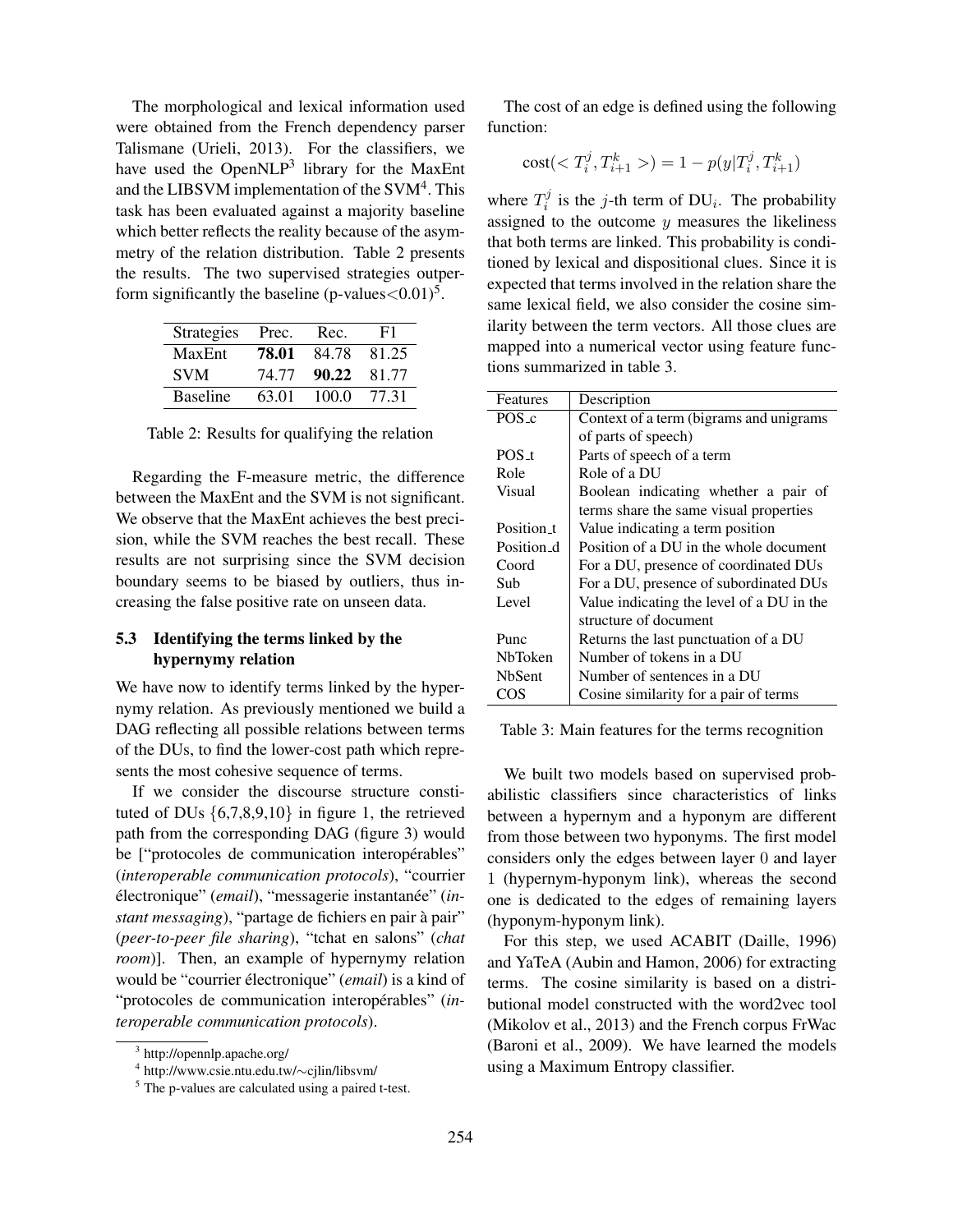The morphological and lexical information used were obtained from the French dependency parser Talismane (Urieli, 2013). For the classifiers, we have used the OpenNLP[3] library for the MaxEnt and the LIBSVM implementation of the SVM[4]. This task has been evaluated against a majority baseline which better reflects the reality because of the asymmetry of the relation distribution. Table 2 presents the results. The two supervised strategies outperform significantly the baseline (p-values<0.01)[5].

| Strategies | Prec. | Rec. | F1 |
|---|---|---|---|
| MaxEnt | **78.01** | 84.78 | 81.25 |
| SVM | 74.77 | **90.22** | 81.77 |
| Baseline | 63.01 | 100.0 | 77.31 |

Table 2: Results for qualifying the relation

Regarding the F-measure metric, the difference between the MaxEnt and the SVM is not significant. We observe that the MaxEnt achieves the best precision, while the SVM reaches the best recall. These results are not surprising since the SVM decision boundary seems to be biased by outliers, thus increasing the false positive rate on unseen data.

### 5.3 Identifying the terms linked by the hypernymy relation

We have now to identify terms linked by the hypernymy relation. As previously mentioned we build a DAG reflecting all possible relations between terms of the DUs, to find the lower-cost path which represents the most cohesive sequence of terms.

If we consider the discourse structure constituted of DUs {6,7,8,9,10} in figure 1, the retrieved path from the corresponding DAG (figure 3) would be ["protocoles de communication interopérables" (*interoperable communication protocols*), "courrier électronique" (*email*), "messagerie instantanée" (*instant messaging*), "partage de fichiers en pair à pair" (*peer-to-peer file sharing*), "tchat en salons" (*chat room*)]. Then, an example of hypernymy relation would be "courrier électronique" (*email*) is a kind of "protocoles de communication interopérables" (*interoperable communication protocols*).

[3] http://opennlp.apache.org/

[4] http://www.csie.ntu.edu.tw/∼cjlin/libsvm/

[5] The p-values are calculated using a paired t-test.

The cost of an edge is defined using the following function:

$$\text{cost}(< T_i^j, T_{i+1}^k >) = 1 - p(y|T_i^j, T_{i+1}^k)$$

where $T_i^j$ is the $j$-th term of $\text{DU}_i$. The probability assigned to the outcome $y$ measures the likeliness that both terms are linked. This probability is conditioned by lexical and dispositional clues. Since it is expected that terms involved in the relation share the same lexical field, we also consider the cosine similarity between the term vectors. All those clues are mapped into a numerical vector using feature functions summarized in table 3.

| Features | Description |
|---|---|
| POS_c | Context of a term (bigrams and unigrams of parts of speech) |
| POS_t | Parts of speech of a term |
| Role | Role of a DU |
| Visual | Boolean indicating whether a pair of terms share the same visual properties |
| Position_t | Value indicating a term position |
| Position_d | Position of a DU in the whole document |
| Coord | For a DU, presence of coordinated DUs |
| Sub | For a DU, presence of subordinated DUs |
| Level | Value indicating the level of a DU in the structure of document |
| Punc | Returns the last punctuation of a DU |
| NbToken | Number of tokens in a DU |
| NbSent | Number of sentences in a DU |
| COS | Cosine similarity for a pair of terms |

Table 3: Main features for the terms recognition

We built two models based on supervised probabilistic classifiers since characteristics of links between a hypernym and a hyponym are different from those between two hyponyms. The first model considers only the edges between layer 0 and layer 1 (hypernym-hyponym link), whereas the second one is dedicated to the edges of remaining layers (hyponym-hyponym link).

For this step, we used ACABIT (Daille, 1996) and YaTeA (Aubin and Hamon, 2006) for extracting terms. The cosine similarity is based on a distributional model constructed with the word2vec tool (Mikolov et al., 2013) and the French corpus FrWac (Baroni et al., 2009). We have learned the models using a Maximum Entropy classifier.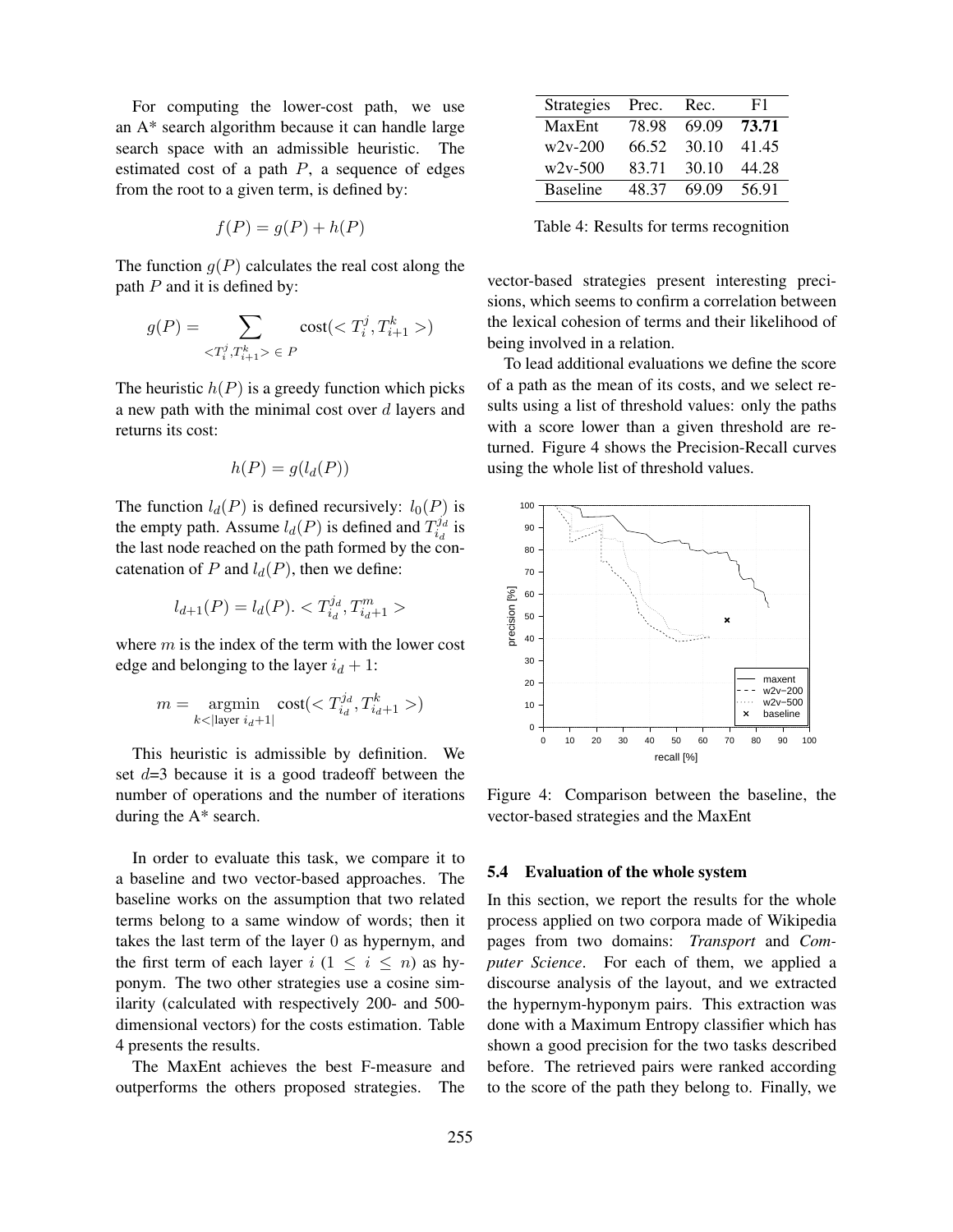For computing the lower-cost path, we use an A* search algorithm because it can handle large search space with an admissible heuristic. The estimated cost of a path $P$, a sequence of edges from the root to a given term, is defined by:

$$f(P) = g(P) + h(P)$$

The function $g(P)$ calculates the real cost along the path $P$ and it is defined by:

$$g(P) = \sum_{<T_i^j, T_{i+1}^k> \in P} \text{cost}(< T_i^j, T_{i+1}^k >)$$

The heuristic $h(P)$ is a greedy function which picks a new path with the minimal cost over $d$ layers and returns its cost:

$$h(P) = g(l_d(P))$$

The function $l_d(P)$ is defined recursively: $l_0(P)$ is the empty path. Assume $l_d(P)$ is defined and $T_{i_d}^{j_d}$ is the last node reached on the path formed by the concatenation of $P$ and $l_d(P)$, then we define:

$$l_{d+1}(P) = l_d(P). < T_{i_d}^{j_d}, T_{i_d+1}^m >$$

where $m$ is the index of the term with the lower cost edge and belonging to the layer $i_d + 1$:

$$m = \underset{k < |\text{layer } i_d+1|}{\text{argmin}} \text{cost}(< T_{i_d}^{j_d}, T_{i_d+1}^k >)$$

This heuristic is admissible by definition. We set $d$=3 because it is a good tradeoff between the number of operations and the number of iterations during the A* search.

In order to evaluate this task, we compare it to a baseline and two vector-based approaches. The baseline works on the assumption that two related terms belong to a same window of words; then it takes the last term of the layer 0 as hypernym, and the first term of each layer $i$ ($1 \leq i \leq n$) as hyponym. The two other strategies use a cosine similarity (calculated with respectively 200- and 500-dimensional vectors) for the costs estimation. Table 4 presents the results.

The MaxEnt achieves the best F-measure and outperforms the others proposed strategies. The vector-based strategies present interesting precisions, which seems to confirm a correlation between the lexical cohesion of terms and their likelihood of being involved in a relation.

| Strategies | Prec. | Rec. | F1 |
|---|---|---|---|
| MaxEnt | 78.98 | 69.09 | **73.71** |
| w2v-200 | 66.52 | 30.10 | 41.45 |
| w2v-500 | 83.71 | 30.10 | 44.28 |
| Baseline | 48.37 | 69.09 | 56.91 |

Table 4: Results for terms recognition

To lead additional evaluations we define the score of a path as the mean of its costs, and we select results using a list of threshold values: only the paths with a score lower than a given threshold are returned. Figure 4 shows the Precision-Recall curves using the whole list of threshold values.

Figure 4: Comparison between the baseline, the vector-based strategies and the MaxEnt

### 5.4 Evaluation of the whole system

In this section, we report the results for the whole process applied on two corpora made of Wikipedia pages from two domains: *Transport* and *Computer Science*. For each of them, we applied a discourse analysis of the layout, and we extracted the hypernym-hyponym pairs. This extraction was done with a Maximum Entropy classifier which has shown a good precision for the two tasks described before. The retrieved pairs were ranked according to the score of the path they belong to. Finally, we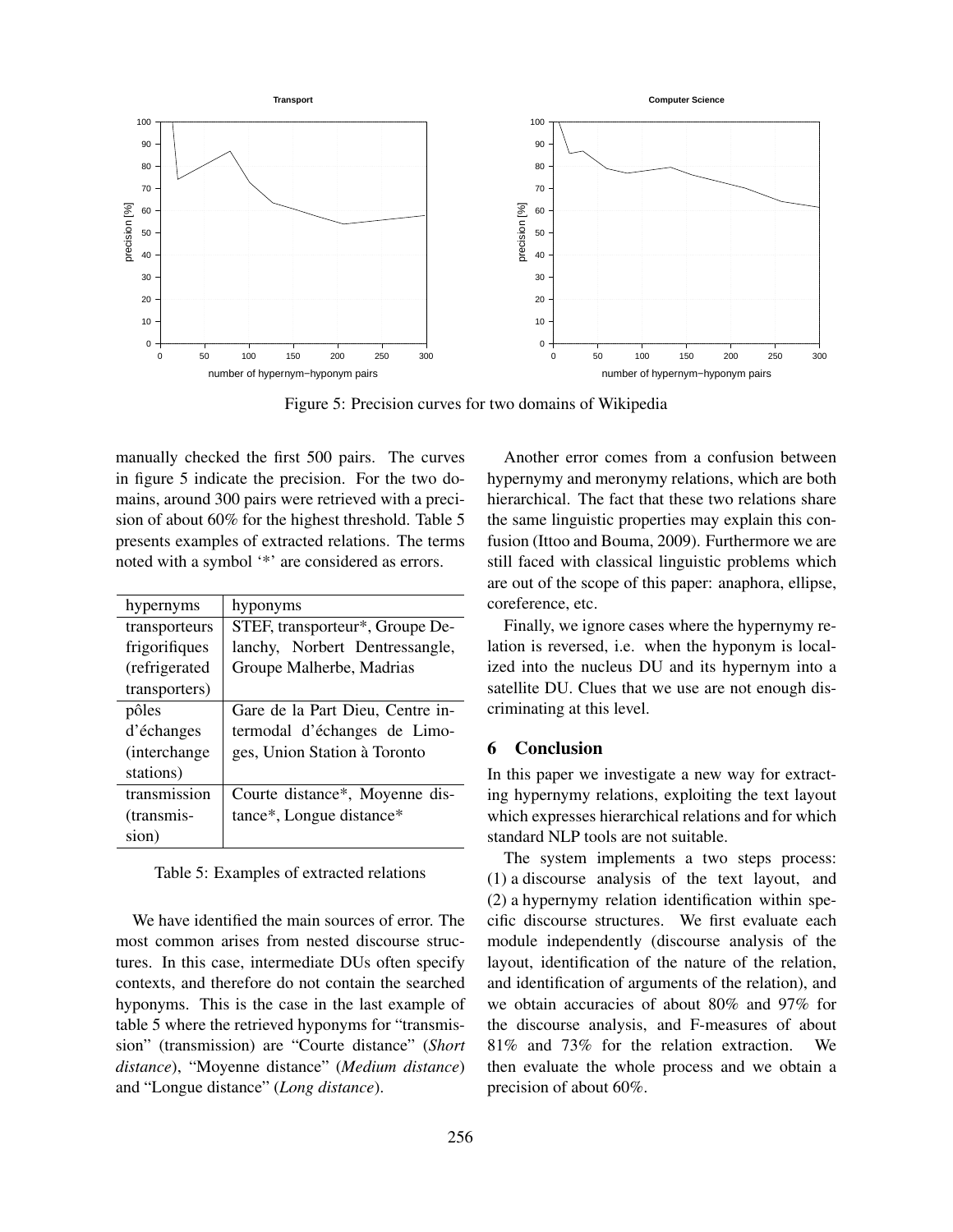Figure 5: Precision curves for two domains of Wikipedia

manually checked the first 500 pairs. The curves in figure 5 indicate the precision. For the two domains, around 300 pairs were retrieved with a precision of about 60% for the highest threshold. Table 5 presents examples of extracted relations. The terms noted with a symbol '*' are considered as errors.

| hypernyms | hyponyms |
|---|---|
| transporteurs frigorifiques (refrigerated transporters) | STEF, transporteur*, Groupe Delanchy, Norbert Dentressangle, Groupe Malherbe, Madrias |
| pôles d'échanges (interchange stations) | Gare de la Part Dieu, Centre intermodal d'échanges de Limoges, Union Station à Toronto |
| transmission (transmission) | Courte distance*, Moyenne distance*, Longue distance* |

Table 5: Examples of extracted relations

We have identified the main sources of error. The most common arises from nested discourse structures. In this case, intermediate DUs often specify contexts, and therefore do not contain the searched hyponyms. This is the case in the last example of table 5 where the retrieved hyponyms for "transmission" (transmission) are "Courte distance" (*Short distance*), "Moyenne distance" (*Medium distance*) and "Longue distance" (*Long distance*).

Another error comes from a confusion between hypernymy and meronymy relations, which are both hierarchical. The fact that these two relations share the same linguistic properties may explain this confusion (Ittoo and Bouma, 2009). Furthermore we are still faced with classical linguistic problems which are out of the scope of this paper: anaphora, ellipse, coreference, etc.

Finally, we ignore cases where the hypernymy relation is reversed, i.e. when the hyponym is localized into the nucleus DU and its hypernym into a satellite DU. Clues that we use are not enough discriminating at this level.

## 6 Conclusion

In this paper we investigate a new way for extracting hypernymy relations, exploiting the text layout which expresses hierarchical relations and for which standard NLP tools are not suitable.

The system implements a two steps process: (1) a discourse analysis of the text layout, and (2) a hypernymy relation identification within specific discourse structures. We first evaluate each module independently (discourse analysis of the layout, identification of the nature of the relation, and identification of arguments of the relation), and we obtain accuracies of about 80% and 97% for the discourse analysis, and F-measures of about 81% and 73% for the relation extraction. We then evaluate the whole process and we obtain a precision of about 60%.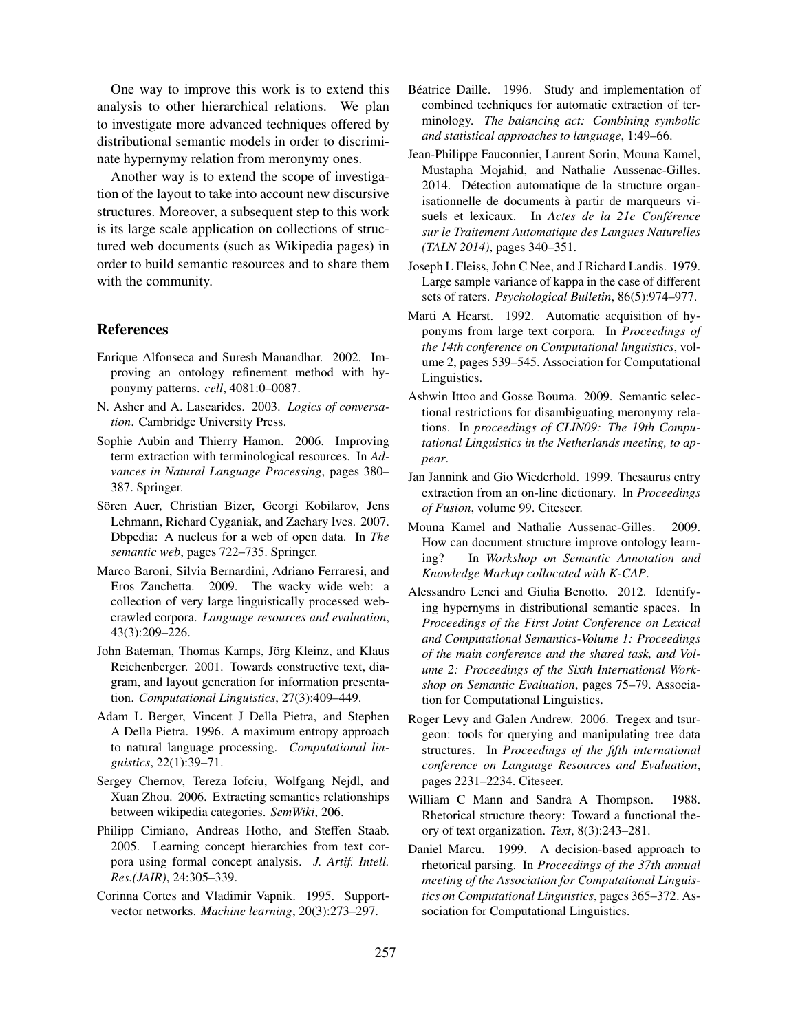One way to improve this work is to extend this analysis to other hierarchical relations. We plan to investigate more advanced techniques offered by distributional semantic models in order to discriminate hypernymy relation from meronymy ones.

Another way is to extend the scope of investigation of the layout to take into account new discursive structures. Moreover, a subsequent step to this work is its large scale application on collections of structured web documents (such as Wikipedia pages) in order to build semantic resources and to share them with the community.

## References

Enrique Alfonseca and Suresh Manandhar. 2002. Improving an ontology refinement method with hyponymy patterns. *cell*, 4081:0–0087.

N. Asher and A. Lascarides. 2003. *Logics of conversation*. Cambridge University Press.

Sophie Aubin and Thierry Hamon. 2006. Improving term extraction with terminological resources. In *Advances in Natural Language Processing*, pages 380–387. Springer.

Sören Auer, Christian Bizer, Georgi Kobilarov, Jens Lehmann, Richard Cyganiak, and Zachary Ives. 2007. Dbpedia: A nucleus for a web of open data. In *The semantic web*, pages 722–735. Springer.

Marco Baroni, Silvia Bernardini, Adriano Ferraresi, and Eros Zanchetta. 2009. The wacky wide web: a collection of very large linguistically processed web-crawled corpora. *Language resources and evaluation*, 43(3):209–226.

John Bateman, Thomas Kamps, Jörg Kleinz, and Klaus Reichenberger. 2001. Towards constructive text, diagram, and layout generation for information presentation. *Computational Linguistics*, 27(3):409–449.

Adam L Berger, Vincent J Della Pietra, and Stephen A Della Pietra. 1996. A maximum entropy approach to natural language processing. *Computational linguistics*, 22(1):39–71.

Sergey Chernov, Tereza Iofciu, Wolfgang Nejdl, and Xuan Zhou. 2006. Extracting semantics relationships between wikipedia categories. *SemWiki*, 206.

Philipp Cimiano, Andreas Hotho, and Steffen Staab. 2005. Learning concept hierarchies from text corpora using formal concept analysis. *J. Artif. Intell. Res.(JAIR)*, 24:305–339.

Corinna Cortes and Vladimir Vapnik. 1995. Support-vector networks. *Machine learning*, 20(3):273–297.

Béatrice Daille. 1996. Study and implementation of combined techniques for automatic extraction of terminology. *The balancing act: Combining symbolic and statistical approaches to language*, 1:49–66.

Jean-Philippe Fauconnier, Laurent Sorin, Mouna Kamel, Mustapha Mojahid, and Nathalie Aussenac-Gilles. 2014. Détection automatique de la structure organisationnelle de documents à partir de marqueurs visuels et lexicaux. In *Actes de la 21e Conférence sur le Traitement Automatique des Langues Naturelles (TALN 2014)*, pages 340–351.

Joseph L Fleiss, John C Nee, and J Richard Landis. 1979. Large sample variance of kappa in the case of different sets of raters. *Psychological Bulletin*, 86(5):974–977.

Marti A Hearst. 1992. Automatic acquisition of hyponyms from large text corpora. In *Proceedings of the 14th conference on Computational linguistics*, volume 2, pages 539–545. Association for Computational Linguistics.

Ashwin Ittoo and Gosse Bouma. 2009. Semantic selectional restrictions for disambiguating meronymy relations. In *proceedings of CLIN09: The 19th Computational Linguistics in the Netherlands meeting, to appear*.

Jan Jannink and Gio Wiederhold. 1999. Thesaurus entry extraction from an on-line dictionary. In *Proceedings of Fusion*, volume 99. Citeseer.

Mouna Kamel and Nathalie Aussenac-Gilles. 2009. How can document structure improve ontology learning? In *Workshop on Semantic Annotation and Knowledge Markup collocated with K-CAP*.

Alessandro Lenci and Giulia Benotto. 2012. Identifying hypernyms in distributional semantic spaces. In *Proceedings of the First Joint Conference on Lexical and Computational Semantics-Volume 1: Proceedings of the main conference and the shared task, and Volume 2: Proceedings of the Sixth International Workshop on Semantic Evaluation*, pages 75–79. Association for Computational Linguistics.

Roger Levy and Galen Andrew. 2006. Tregex and tsurgeon: tools for querying and manipulating tree data structures. In *Proceedings of the fifth international conference on Language Resources and Evaluation*, pages 2231–2234. Citeseer.

William C Mann and Sandra A Thompson. 1988. Rhetorical structure theory: Toward a functional theory of text organization. *Text*, 8(3):243–281.

Daniel Marcu. 1999. A decision-based approach to rhetorical parsing. In *Proceedings of the 37th annual meeting of the Association for Computational Linguistics on Computational Linguistics*, pages 365–372. Association for Computational Linguistics.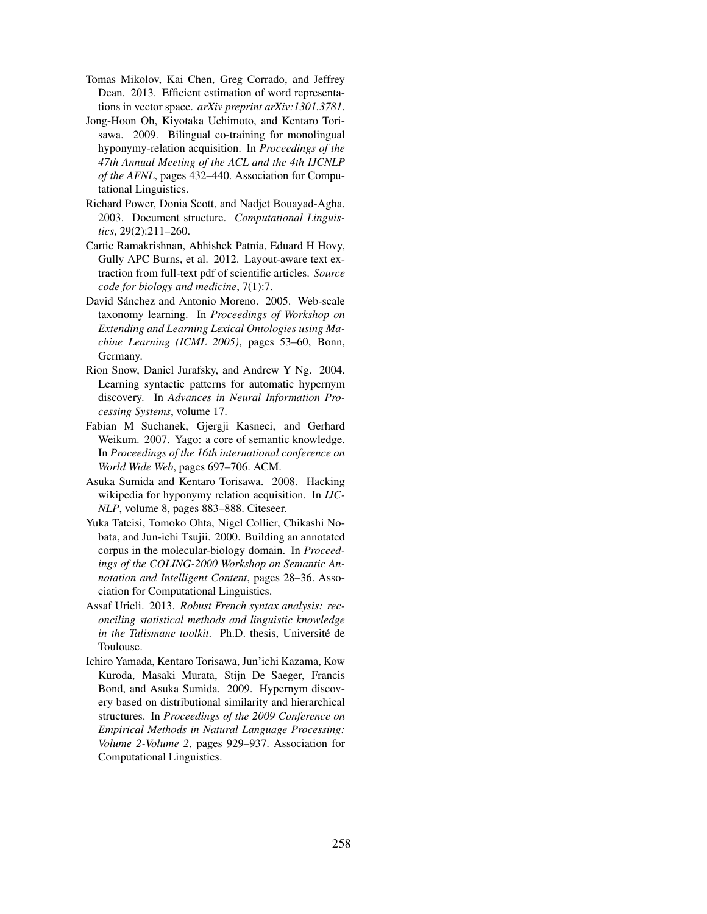Tomas Mikolov, Kai Chen, Greg Corrado, and Jeffrey Dean. 2013. Efficient estimation of word representations in vector space. *arXiv preprint arXiv:1301.3781*.

Jong-Hoon Oh, Kiyotaka Uchimoto, and Kentaro Torisawa. 2009. Bilingual co-training for monolingual hyponymy-relation acquisition. In *Proceedings of the 47th Annual Meeting of the ACL and the 4th IJCNLP of the AFNL*, pages 432–440. Association for Computational Linguistics.

Richard Power, Donia Scott, and Nadjet Bouayad-Agha. 2003. Document structure. *Computational Linguistics*, 29(2):211–260.

Cartic Ramakrishnan, Abhishek Patnia, Eduard H Hovy, Gully APC Burns, et al. 2012. Layout-aware text extraction from full-text pdf of scientific articles. *Source code for biology and medicine*, 7(1):7.

David Sánchez and Antonio Moreno. 2005. Web-scale taxonomy learning. In *Proceedings of Workshop on Extending and Learning Lexical Ontologies using Machine Learning (ICML 2005)*, pages 53–60, Bonn, Germany.

Rion Snow, Daniel Jurafsky, and Andrew Y Ng. 2004. Learning syntactic patterns for automatic hypernym discovery. In *Advances in Neural Information Processing Systems*, volume 17.

Fabian M Suchanek, Gjergji Kasneci, and Gerhard Weikum. 2007. Yago: a core of semantic knowledge. In *Proceedings of the 16th international conference on World Wide Web*, pages 697–706. ACM.

Asuka Sumida and Kentaro Torisawa. 2008. Hacking wikipedia for hyponymy relation acquisition. In *IJCNLP*, volume 8, pages 883–888. Citeseer.

Yuka Tateisi, Tomoko Ohta, Nigel Collier, Chikashi Nobata, and Jun-ichi Tsujii. 2000. Building an annotated corpus in the molecular-biology domain. In *Proceedings of the COLING-2000 Workshop on Semantic Annotation and Intelligent Content*, pages 28–36. Association for Computational Linguistics.

Assaf Urieli. 2013. *Robust French syntax analysis: reconciling statistical methods and linguistic knowledge in the Talismane toolkit*. Ph.D. thesis, Université de Toulouse.

Ichiro Yamada, Kentaro Torisawa, Jun'ichi Kazama, Kow Kuroda, Masaki Murata, Stijn De Saeger, Francis Bond, and Asuka Sumida. 2009. Hypernym discovery based on distributional similarity and hierarchical structures. In *Proceedings of the 2009 Conference on Empirical Methods in Natural Language Processing: Volume 2-Volume 2*, pages 929–937. Association for Computational Linguistics.